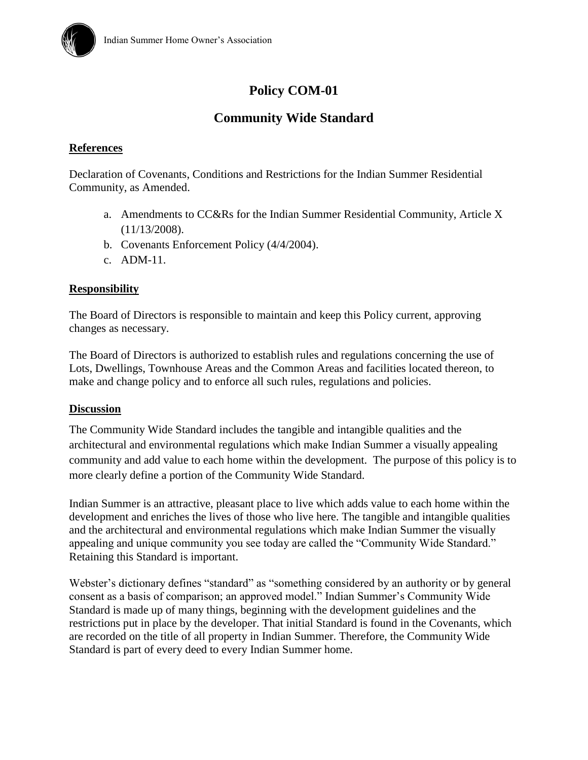# Policy COM-01

## Community Wide Standard

**References**

Declaration of Covenants, Conditions and Restrictions for the Indian Summer Residential Community, as Amended.

a. Amendments to CC&Rs for the Indian Summer Residential Community, Article X (11/13/2008).
b. Covenants Enforcement Policy (4/4/2004).
c. ADM-11.

**Responsibility**

The Board of Directors is responsible to maintain and keep this Policy current, approving changes as necessary.

The Board of Directors is authorized to establish rules and regulations concerning the use of Lots, Dwellings, Townhouse Areas and the Common Areas and facilities located thereon, to make and change policy and to enforce all such rules, regulations and policies.

**Discussion**

The Community Wide Standard includes the tangible and intangible qualities and the architectural and environmental regulations which make Indian Summer a visually appealing community and add value to each home within the development. The purpose of this policy is to more clearly define a portion of the Community Wide Standard.

Indian Summer is an attractive, pleasant place to live which adds value to each home within the development and enriches the lives of those who live here. The tangible and intangible qualities and the architectural and environmental regulations which make Indian Summer the visually appealing and unique community you see today are called the "Community Wide Standard." Retaining this Standard is important.

Webster's dictionary defines "standard" as "something considered by an authority or by general consent as a basis of comparison; an approved model." Indian Summer's Community Wide Standard is made up of many things, beginning with the development guidelines and the restrictions put in place by the developer. That initial Standard is found in the Covenants, which are recorded on the title of all property in Indian Summer. Therefore, the Community Wide Standard is part of every deed to every Indian Summer home.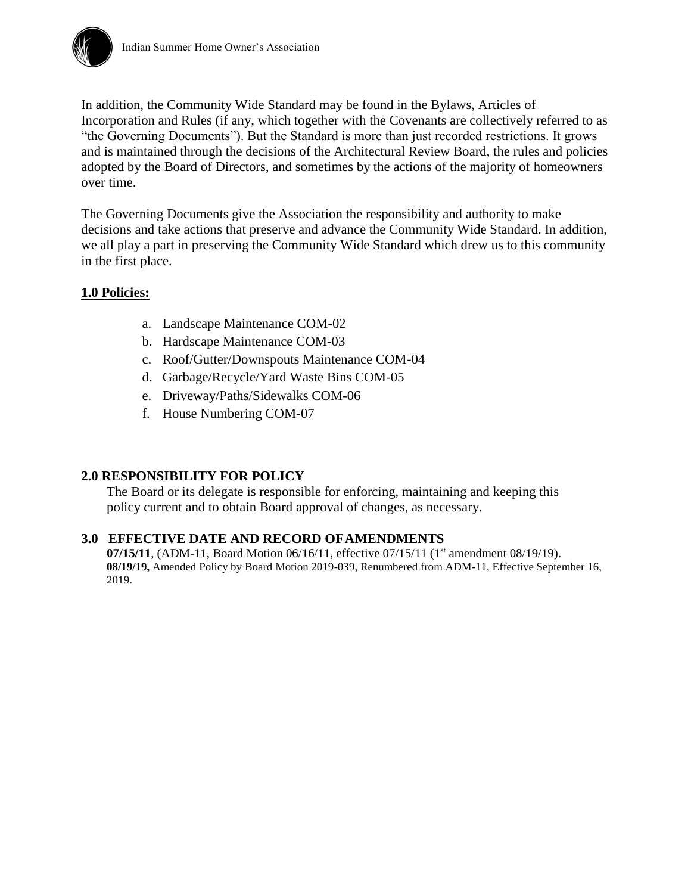In addition, the Community Wide Standard may be found in the Bylaws, Articles of Incorporation and Rules (if any, which together with the Covenants are collectively referred to as "the Governing Documents"). But the Standard is more than just recorded restrictions. It grows and is maintained through the decisions of the Architectural Review Board, the rules and policies adopted by the Board of Directors, and sometimes by the actions of the majority of homeowners over time.

The Governing Documents give the Association the responsibility and authority to make decisions and take actions that preserve and advance the Community Wide Standard. In addition, we all play a part in preserving the Community Wide Standard which drew us to this community in the first place.

**1.0 Policies:**

a. Landscape Maintenance COM-02
b. Hardscape Maintenance COM-03
c. Roof/Gutter/Downspouts Maintenance COM-04
d. Garbage/Recycle/Yard Waste Bins COM-05
e. Driveway/Paths/Sidewalks COM-06
f. House Numbering COM-07

## 2.0 RESPONSIBILITY FOR POLICY

The Board or its delegate is responsible for enforcing, maintaining and keeping this policy current and to obtain Board approval of changes, as necessary.

## 3.0 EFFECTIVE DATE AND RECORD OF AMENDMENTS

**07/15/11**, (ADM-11, Board Motion 06/16/11, effective 07/15/11 (1st amendment 08/19/19).
**08/19/19,** Amended Policy by Board Motion 2019-039, Renumbered from ADM-11, Effective September 16, 2019.